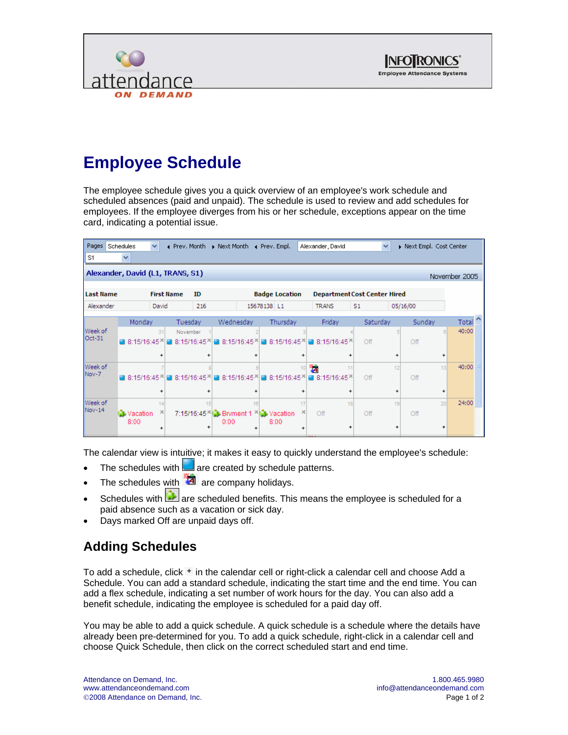# Employee Schedule

The employee schedule gives you a quick overview of an employee's work schedule and scheduled absences (paid and unpaid). The schedule is used to review and add schedules for employees. If the employee diverges from his or her schedule, exceptions appear on the time card, indicating a potential issue.

The calendar view is intuitive; it makes it easy to quickly understand the employee's schedule:

- The schedules with [icon] are created by schedule patterns.
- The schedules with [icon] are company holidays.
- Schedules with [icon] are scheduled benefits. This means the employee is scheduled for a paid absence such as a vacation or sick day.
- Days marked Off are unpaid days off.

## Adding Schedules

To add a schedule, click + in the calendar cell or right-click a calendar cell and choose Add a Schedule. You can add a standard schedule, indicating the start time and the end time. You can add a flex schedule, indicating a set number of work hours for the day. You can also add a benefit schedule, indicating the employee is scheduled for a paid day off.

You may be able to add a quick schedule. A quick schedule is a schedule where the details have already been pre-determined for you. To add a quick schedule, right-click in a calendar cell and choose Quick Schedule, then click on the correct scheduled start and end time.

Attendance on Demand, Inc.
www.attendanceondemand.com
©2008 Attendance on Demand, Inc.

1.800.465.9980
info@attendanceondemand.com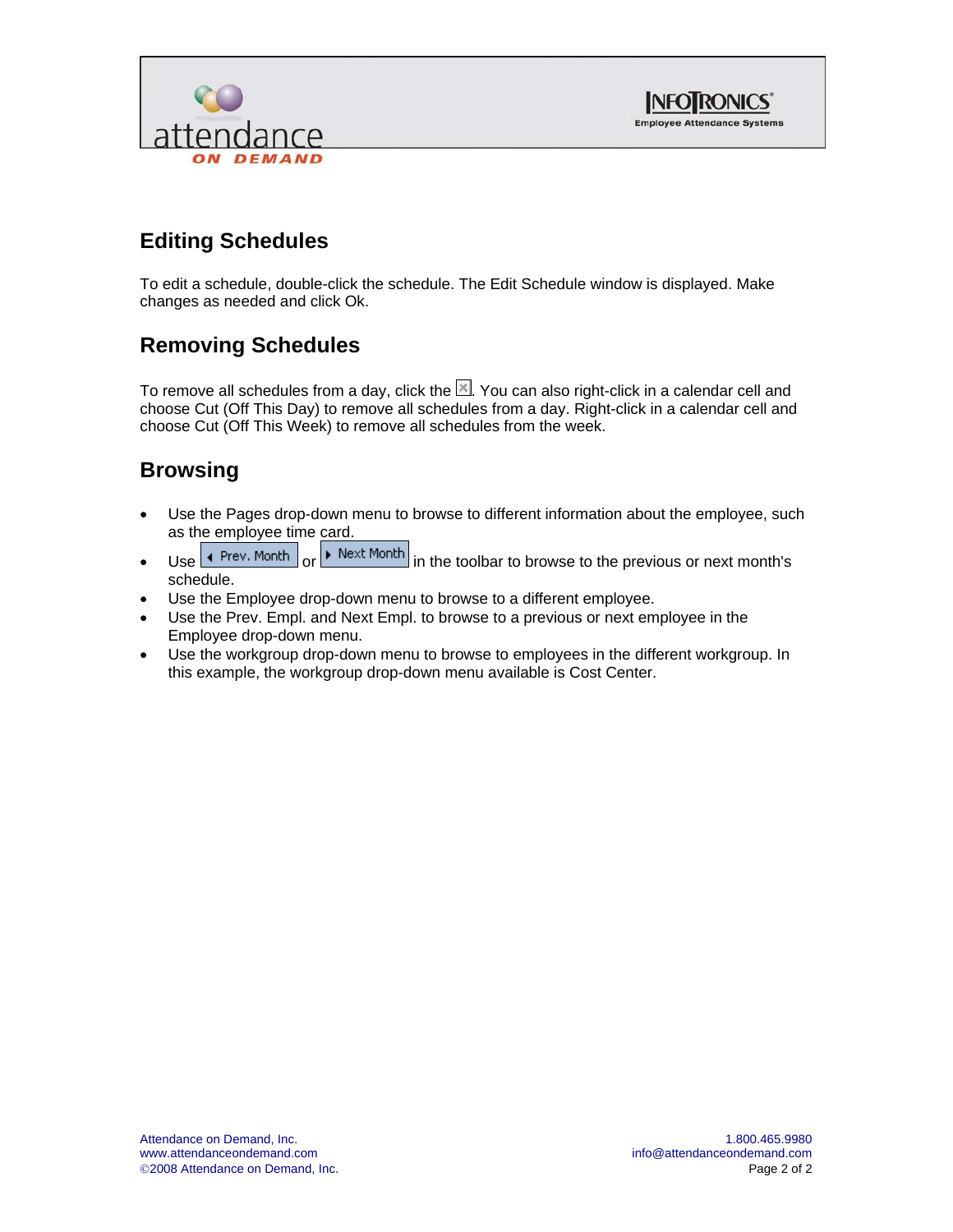## Editing Schedules

To edit a schedule, double-click the schedule. The Edit Schedule window is displayed. Make changes as needed and click Ok.

## Removing Schedules

To remove all schedules from a day, click the ☒. You can also right-click in a calendar cell and choose Cut (Off This Day) to remove all schedules from a day. Right-click in a calendar cell and choose Cut (Off This Week) to remove all schedules from the week.

## Browsing

- Use the Pages drop-down menu to browse to different information about the employee, such as the employee time card.
- Use ◀ Prev. Month or ▶ Next Month in the toolbar to browse to the previous or next month's schedule.
- Use the Employee drop-down menu to browse to a different employee.
- Use the Prev. Empl. and Next Empl. to browse to a previous or next employee in the Employee drop-down menu.
- Use the workgroup drop-down menu to browse to employees in the different workgroup. In this example, the workgroup drop-down menu available is Cost Center.